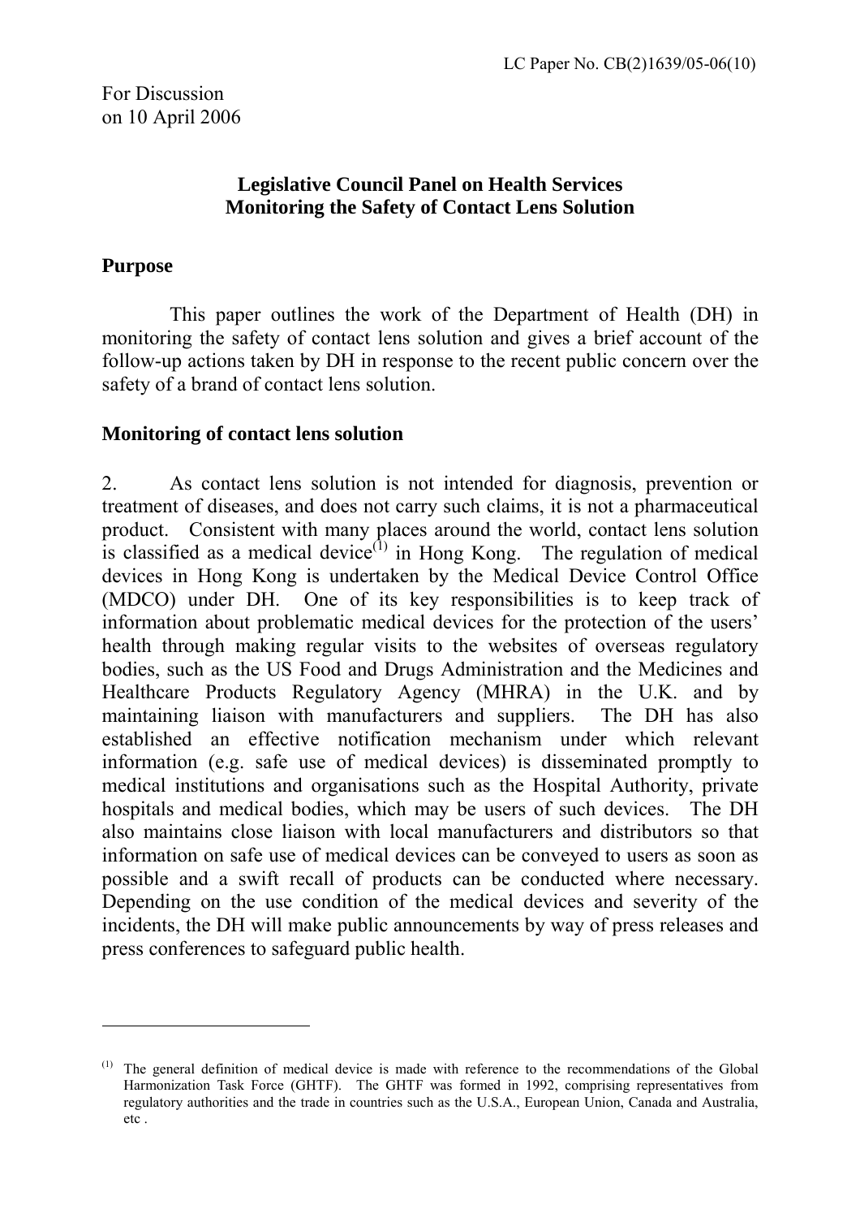LC Paper No. CB(2)1639/05-06(10)

For Discussion
on 10 April 2006

**Legislative Council Panel on Health Services**
**Monitoring the Safety of Contact Lens Solution**

## Purpose

This paper outlines the work of the Department of Health (DH) in monitoring the safety of contact lens solution and gives a brief account of the follow-up actions taken by DH in response to the recent public concern over the safety of a brand of contact lens solution.

## Monitoring of contact lens solution

2. As contact lens solution is not intended for diagnosis, prevention or treatment of diseases, and does not carry such claims, it is not a pharmaceutical product. Consistent with many places around the world, contact lens solution is classified as a medical device[(1)] in Hong Kong. The regulation of medical devices in Hong Kong is undertaken by the Medical Device Control Office (MDCO) under DH. One of its key responsibilities is to keep track of information about problematic medical devices for the protection of the users' health through making regular visits to the websites of overseas regulatory bodies, such as the US Food and Drugs Administration and the Medicines and Healthcare Products Regulatory Agency (MHRA) in the U.K. and by maintaining liaison with manufacturers and suppliers. The DH has also established an effective notification mechanism under which relevant information (e.g. safe use of medical devices) is disseminated promptly to medical institutions and organisations such as the Hospital Authority, private hospitals and medical bodies, which may be users of such devices. The DH also maintains close liaison with local manufacturers and distributors so that information on safe use of medical devices can be conveyed to users as soon as possible and a swift recall of products can be conducted where necessary. Depending on the use condition of the medical devices and severity of the incidents, the DH will make public announcements by way of press releases and press conferences to safeguard public health.

---

(1) The general definition of medical device is made with reference to the recommendations of the Global Harmonization Task Force (GHTF). The GHTF was formed in 1992, comprising representatives from regulatory authorities and the trade in countries such as the U.S.A., European Union, Canada and Australia, etc .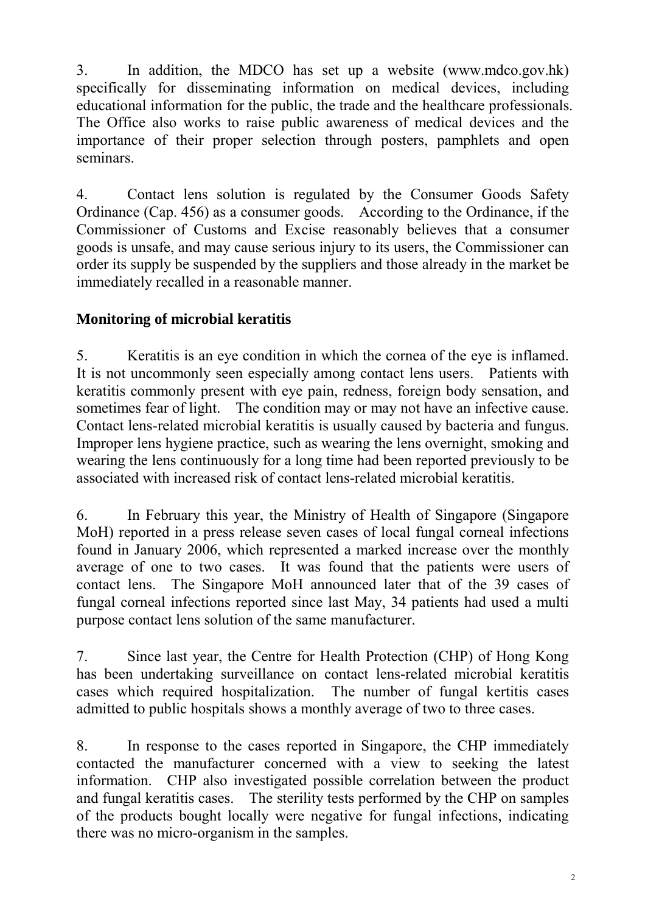3. In addition, the MDCO has set up a website (www.mdco.gov.hk) specifically for disseminating information on medical devices, including educational information for the public, the trade and the healthcare professionals. The Office also works to raise public awareness of medical devices and the importance of their proper selection through posters, pamphlets and open seminars.

4. Contact lens solution is regulated by the Consumer Goods Safety Ordinance (Cap. 456) as a consumer goods. According to the Ordinance, if the Commissioner of Customs and Excise reasonably believes that a consumer goods is unsafe, and may cause serious injury to its users, the Commissioner can order its supply be suspended by the suppliers and those already in the market be immediately recalled in a reasonable manner.

**Monitoring of microbial keratitis**

5. Keratitis is an eye condition in which the cornea of the eye is inflamed. It is not uncommonly seen especially among contact lens users. Patients with keratitis commonly present with eye pain, redness, foreign body sensation, and sometimes fear of light. The condition may or may not have an infective cause. Contact lens-related microbial keratitis is usually caused by bacteria and fungus. Improper lens hygiene practice, such as wearing the lens overnight, smoking and wearing the lens continuously for a long time had been reported previously to be associated with increased risk of contact lens-related microbial keratitis.

6. In February this year, the Ministry of Health of Singapore (Singapore MoH) reported in a press release seven cases of local fungal corneal infections found in January 2006, which represented a marked increase over the monthly average of one to two cases. It was found that the patients were users of contact lens. The Singapore MoH announced later that of the 39 cases of fungal corneal infections reported since last May, 34 patients had used a multi purpose contact lens solution of the same manufacturer.

7. Since last year, the Centre for Health Protection (CHP) of Hong Kong has been undertaking surveillance on contact lens-related microbial keratitis cases which required hospitalization. The number of fungal kertitis cases admitted to public hospitals shows a monthly average of two to three cases.

8. In response to the cases reported in Singapore, the CHP immediately contacted the manufacturer concerned with a view to seeking the latest information. CHP also investigated possible correlation between the product and fungal keratitis cases. The sterility tests performed by the CHP on samples of the products bought locally were negative for fungal infections, indicating there was no micro-organism in the samples.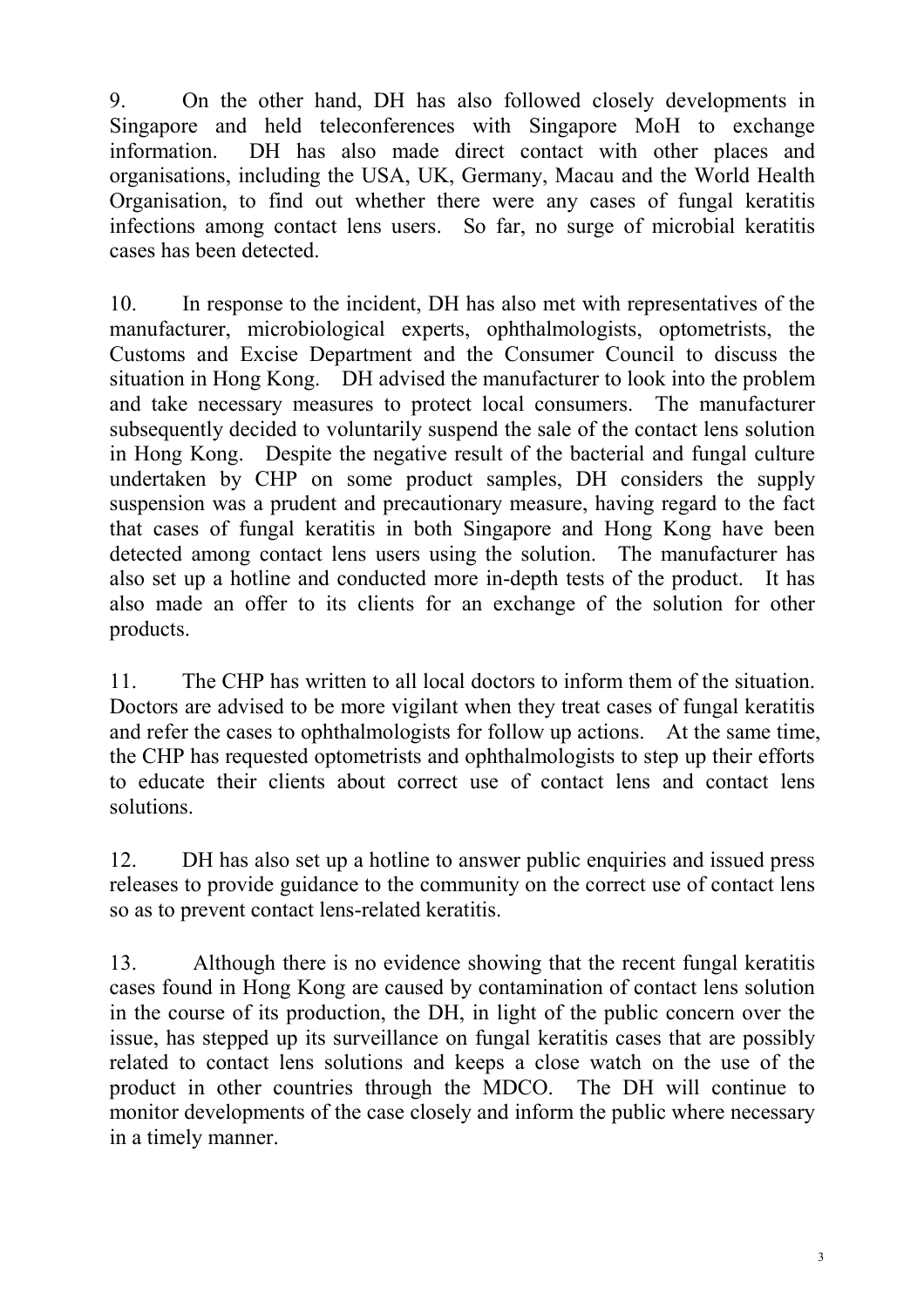9. On the other hand, DH has also followed closely developments in Singapore and held teleconferences with Singapore MoH to exchange information. DH has also made direct contact with other places and organisations, including the USA, UK, Germany, Macau and the World Health Organisation, to find out whether there were any cases of fungal keratitis infections among contact lens users. So far, no surge of microbial keratitis cases has been detected.

10. In response to the incident, DH has also met with representatives of the manufacturer, microbiological experts, ophthalmologists, optometrists, the Customs and Excise Department and the Consumer Council to discuss the situation in Hong Kong. DH advised the manufacturer to look into the problem and take necessary measures to protect local consumers. The manufacturer subsequently decided to voluntarily suspend the sale of the contact lens solution in Hong Kong. Despite the negative result of the bacterial and fungal culture undertaken by CHP on some product samples, DH considers the supply suspension was a prudent and precautionary measure, having regard to the fact that cases of fungal keratitis in both Singapore and Hong Kong have been detected among contact lens users using the solution. The manufacturer has also set up a hotline and conducted more in-depth tests of the product. It has also made an offer to its clients for an exchange of the solution for other products.

11. The CHP has written to all local doctors to inform them of the situation. Doctors are advised to be more vigilant when they treat cases of fungal keratitis and refer the cases to ophthalmologists for follow up actions. At the same time, the CHP has requested optometrists and ophthalmologists to step up their efforts to educate their clients about correct use of contact lens and contact lens solutions.

12. DH has also set up a hotline to answer public enquiries and issued press releases to provide guidance to the community on the correct use of contact lens so as to prevent contact lens-related keratitis.

13. Although there is no evidence showing that the recent fungal keratitis cases found in Hong Kong are caused by contamination of contact lens solution in the course of its production, the DH, in light of the public concern over the issue, has stepped up its surveillance on fungal keratitis cases that are possibly related to contact lens solutions and keeps a close watch on the use of the product in other countries through the MDCO. The DH will continue to monitor developments of the case closely and inform the public where necessary in a timely manner.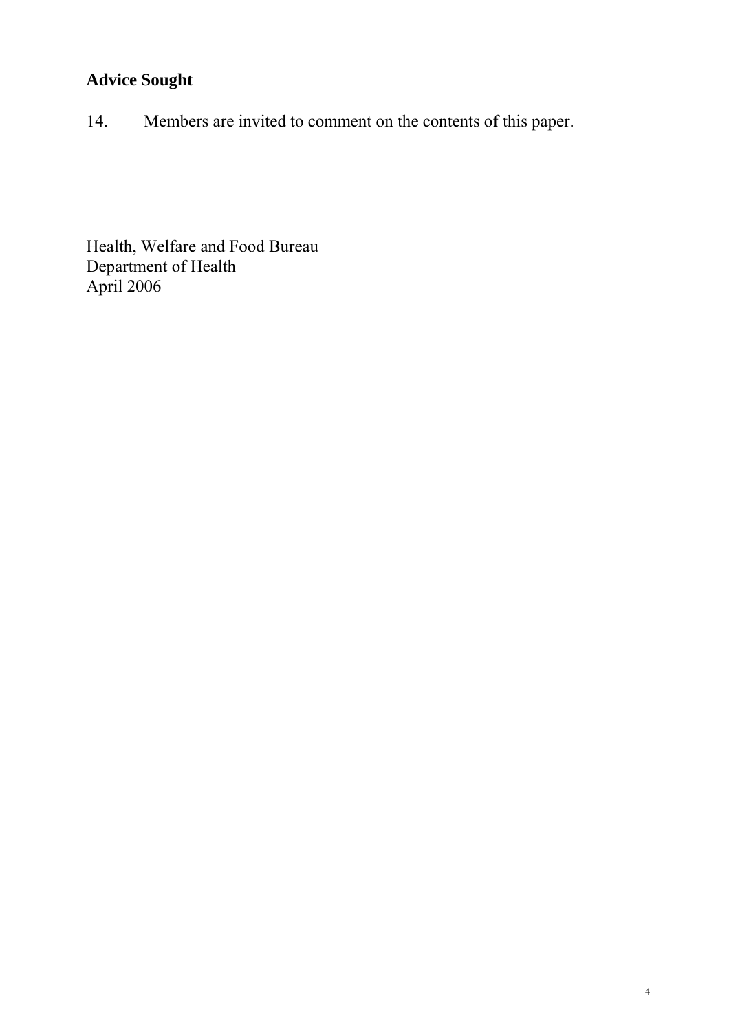## Advice Sought

14. Members are invited to comment on the contents of this paper.

Health, Welfare and Food Bureau
Department of Health
April 2006